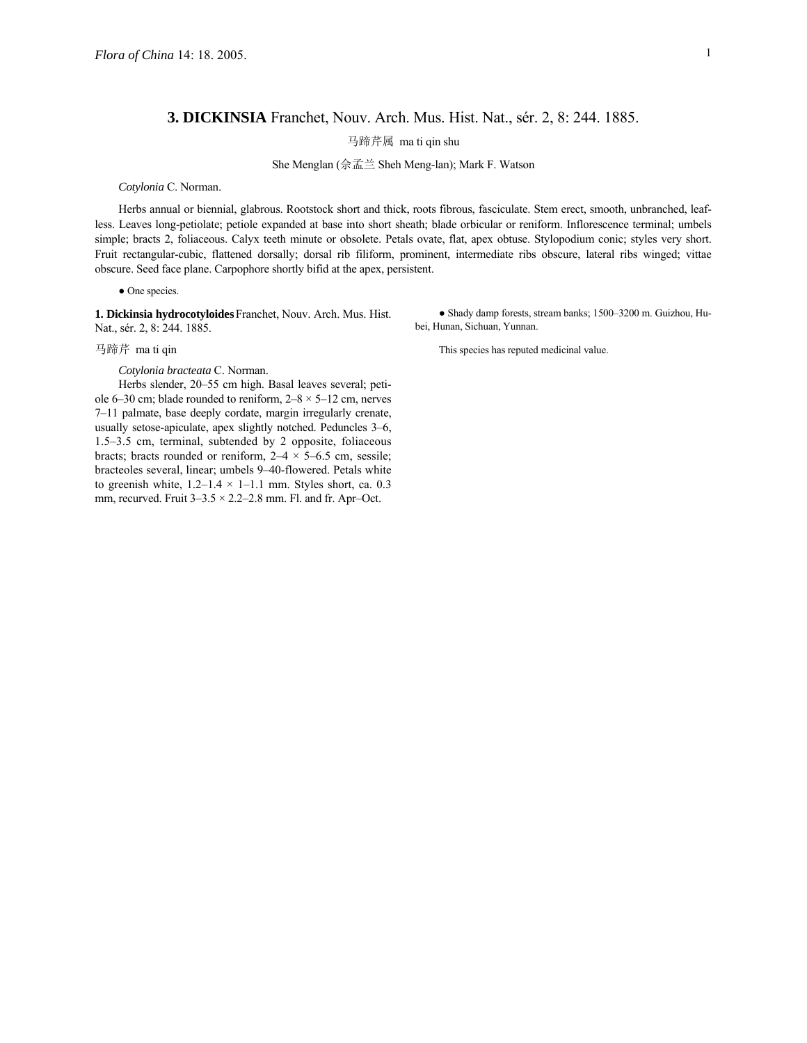## 3. **DICKINSIA** Franchet, Nouv. Arch. Mus. Hist. Nat., sér. 2, 8: 244. 1885.

马蹄芹属 ma ti qin shu

She Menglan (佘孟兰 Sheh Meng-lan); Mark F. Watson

*Cotylonia* C. Norman.

Herbs annual or biennial, glabrous. Rootstock short and thick, roots fibrous, fasciculate. Stem erect, smooth, unbranched, leafless. Leaves long-petiolate; petiole expanded at base into short sheath; blade orbicular or reniform. Inflorescence terminal; umbels simple; bracts 2, foliaceous. Calyx teeth minute or obsolete. Petals ovate, flat, apex obtuse. Stylopodium conic; styles very short. Fruit rectangular-cubic, flattened dorsally; dorsal rib filiform, prominent, intermediate ribs obscure, lateral ribs winged; vittae obscure. Seed face plane. Carpophore shortly bifid at the apex, persistent.

● One species.

**1. Dickinsia hydrocotyloides** Franchet, Nouv. Arch. Mus. Hist. Nat., sér. 2, 8: 244. 1885.

马蹄芹 ma ti qin

*Cotylonia bracteata* C. Norman.

Herbs slender, 20–55 cm high. Basal leaves several; petiole 6–30 cm; blade rounded to reniform, 2–8 × 5–12 cm, nerves 7–11 palmate, base deeply cordate, margin irregularly crenate, usually setose-apiculate, apex slightly notched. Peduncles 3–6, 1.5–3.5 cm, terminal, subtended by 2 opposite, foliaceous bracts; bracts rounded or reniform, 2–4 × 5–6.5 cm, sessile; bracteoles several, linear; umbels 9–40-flowered. Petals white to greenish white, 1.2–1.4 × 1–1.1 mm. Styles short, ca. 0.3 mm, recurved. Fruit 3–3.5 × 2.2–2.8 mm. Fl. and fr. Apr–Oct.

● Shady damp forests, stream banks; 1500–3200 m. Guizhou, Hubei, Hunan, Sichuan, Yunnan.

This species has reputed medicinal value.